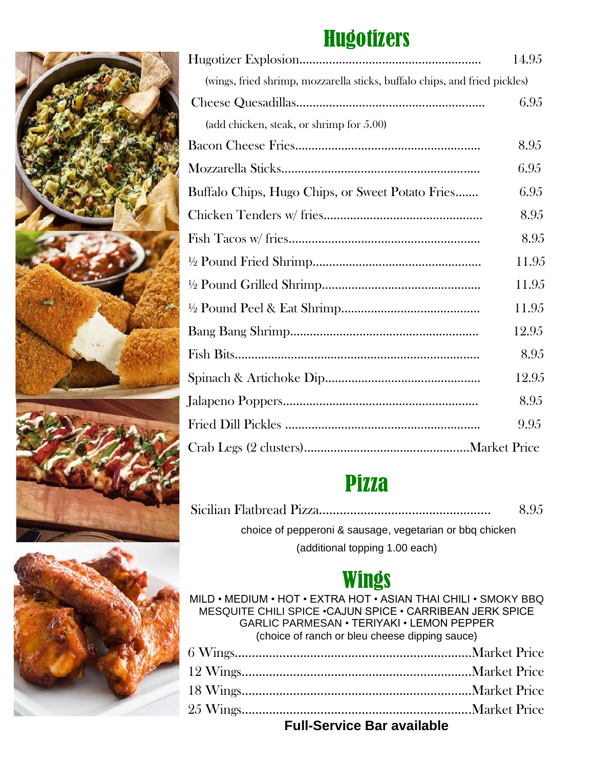# Hugotizers

| Item | Price |
|---|---|
| Hugotizer Explosion | 14.95 |
| (wings, fried shrimp, mozzarella sticks, buffalo chips, and fried pickles) | |
| Cheese Quesadillas | 6.95 |
| (add chicken, steak, or shrimp for 5.00) | |
| Bacon Cheese Fries | 8.95 |
| Mozzarella Sticks | 6.95 |
| Buffalo Chips, Hugo Chips, or Sweet Potato Fries | 6.95 |
| Chicken Tenders w/ fries | 8.95 |
| Fish Tacos w/ fries | 8.95 |
| ½ Pound Fried Shrimp | 11.95 |
| ½ Pound Grilled Shrimp | 11.95 |
| ½ Pound Peel & Eat Shrimp | 11.95 |
| Bang Bang Shrimp | 12.95 |
| Fish Bits | 8.95 |
| Spinach & Artichoke Dip | 12.95 |
| Jalapeno Poppers | 8.95 |
| Fried Dill Pickles | 9.95 |
| Crab Legs (2 clusters) | Market Price |

# Pizza

| Item | Price |
|---|---|
| Sicilian Flatbread Pizza | 8.95 |

choice of pepperoni & sausage, vegetarian or bbq chicken

(additional topping 1.00 each)

# Wings

MILD • MEDIUM • HOT • EXTRA HOT • ASIAN THAI CHILI • SMOKY BBQ
MESQUITE CHILI SPICE •CAJUN SPICE • CARRIBEAN JERK SPICE
GARLIC PARMESAN • TERIYAKI • LEMON PEPPER
(choice of ranch or bleu cheese dipping sauce)

| Item | Price |
|---|---|
| 6 Wings | Market Price |
| 12 Wings | Market Price |
| 18 Wings | Market Price |
| 25 Wings | Market Price |

**Full-Service Bar available**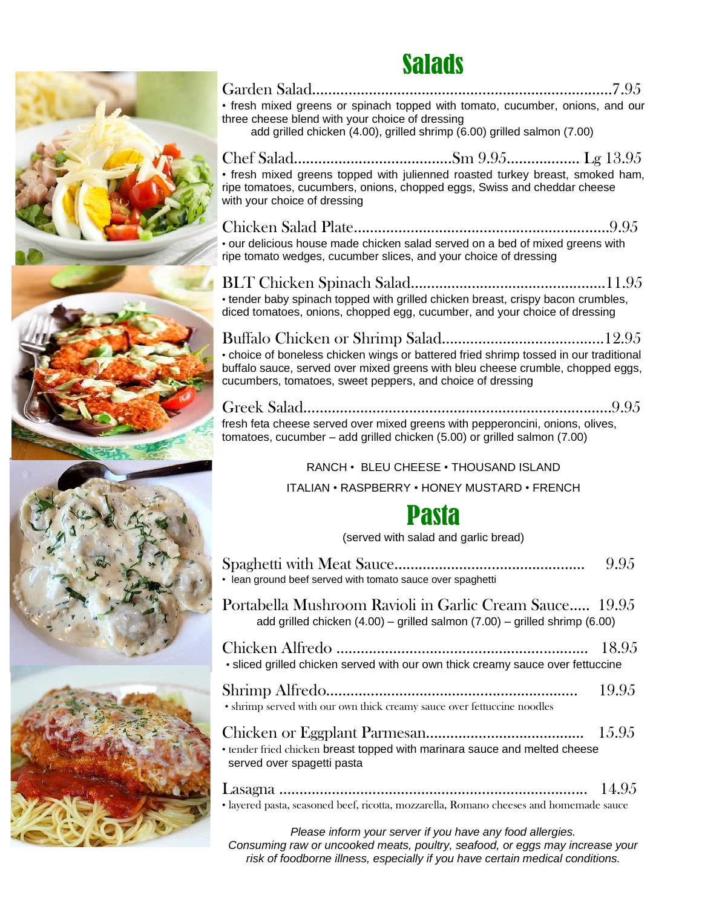# Salads

**Garden Salad**........................................................................7.95
• fresh mixed greens or spinach topped with tomato, cucumber, onions, and our three cheese blend with your choice of dressing
add grilled chicken (4.00), grilled shrimp (6.00) grilled salmon (7.00)

**Chef Salad**.......................................Sm 9.95.................. Lg 13.95
• fresh mixed greens topped with julienned roasted turkey breast, smoked ham, ripe tomatoes, cucumbers, onions, chopped eggs, Swiss and cheddar cheese with your choice of dressing

**Chicken Salad Plate**..............................................................9.95
• our delicious house made chicken salad served on a bed of mixed greens with ripe tomato wedges, cucumber slices, and your choice of dressing

**BLT Chicken Spinach Salad**................................................11.95
• tender baby spinach topped with grilled chicken breast, crispy bacon crumbles, diced tomatoes, onions, chopped egg, cucumber, and your choice of dressing

**Buffalo Chicken or Shrimp Salad**.......................................12.95
• choice of boneless chicken wings or battered fried shrimp tossed in our traditional buffalo sauce, served over mixed greens with bleu cheese crumble, chopped eggs, cucumbers, tomatoes, sweet peppers, and choice of dressing

**Greek Salad**...........................................................................9.95
fresh feta cheese served over mixed greens with pepperoncini, onions, olives, tomatoes, cucumber – add grilled chicken (5.00) or grilled salmon (7.00)

RANCH • BLEU CHEESE • THOUSAND ISLAND
ITALIAN • RASPBERRY • HONEY MUSTARD • FRENCH

# Pasta

(served with salad and garlic bread)

**Spaghetti with Meat Sauce**............................................... 9.95
• lean ground beef served with tomato sauce over spaghetti

**Portabella Mushroom Ravioli in Garlic Cream Sauce**..... 19.95
add grilled chicken (4.00) – grilled salmon (7.00) – grilled shrimp (6.00)

**Chicken Alfredo** .............................................................. 18.95
• sliced grilled chicken served with our own thick creamy sauce over fettuccine

**Shrimp Alfredo**.............................................................. 19.95
• shrimp served with our own thick creamy sauce over fettuccine noodles

**Chicken or Eggplant Parmesan**....................................... 15.95
• tender fried chicken breast topped with marinara sauce and melted cheese served over spagetti pasta

**Lasagna** ........................................................................... 14.95
• layered pasta, seasoned beef, ricotta, mozzarella, Romano cheeses and homemade sauce

*Please inform your server if you have any food allergies.*
*Consuming raw or uncooked meats, poultry, seafood, or eggs may increase your risk of foodborne illness, especially if you have certain medical conditions.*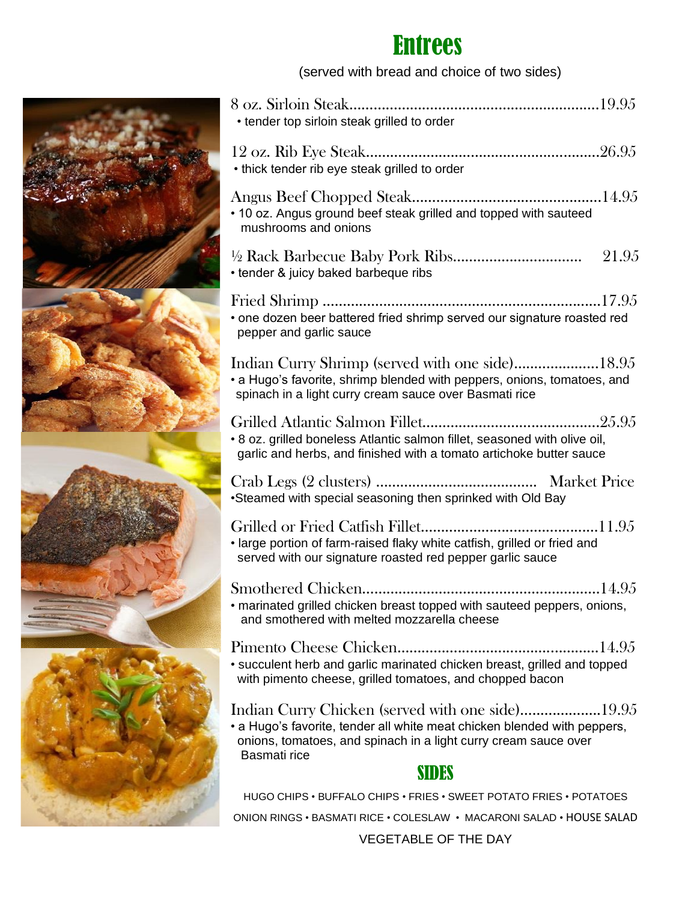# Entrees

(served with bread and choice of two sides)

8 oz. Sirloin Steak............................................................19.95
- tender top sirloin steak grilled to order

12 oz. Rib Eye Steak.........................................................26.95
- thick tender rib eye steak grilled to order

Angus Beef Chopped Steak...............................................14.95
- 10 oz. Angus ground beef steak grilled and topped with sauteed mushrooms and onions

½ Rack Barbecue Baby Pork Ribs................................ 21.95
- tender & juicy baked barbeque ribs

Fried Shrimp ....................................................................17.95
- one dozen beer battered fried shrimp served our signature roasted red pepper and garlic sauce

Indian Curry Shrimp (served with one side).....................18.95
- a Hugo's favorite, shrimp blended with peppers, onions, tomatoes, and spinach in a light curry cream sauce over Basmati rice

Grilled Atlantic Salmon Fillet...........................................25.95
- 8 oz. grilled boneless Atlantic salmon fillet, seasoned with olive oil, garlic and herbs, and finished with a tomato artichoke butter sauce

Crab Legs (2 clusters) ....................................... Market Price
- Steamed with special seasoning then sprinked with Old Bay

Grilled or Fried Catfish Fillet...........................................11.95
- large portion of farm-raised flaky white catfish, grilled or fried and served with our signature roasted red pepper garlic sauce

Smothered Chicken.........................................................14.95
- marinated grilled chicken breast topped with sauteed peppers, onions, and smothered with melted mozzarella cheese

Pimento Cheese Chicken.................................................14.95
- succulent herb and garlic marinated chicken breast, grilled and topped with pimento cheese, grilled tomatoes, and chopped bacon

Indian Curry Chicken (served with one side)....................19.95
- a Hugo's favorite, tender all white meat chicken blended with peppers, onions, tomatoes, and spinach in a light curry cream sauce over Basmati rice

## SIDES

HUGO CHIPS • BUFFALO CHIPS • FRIES • SWEET POTATO FRIES • POTATOES

ONION RINGS • BASMATI RICE • COLESLAW • MACARONI SALAD • HOUSE SALAD

VEGETABLE OF THE DAY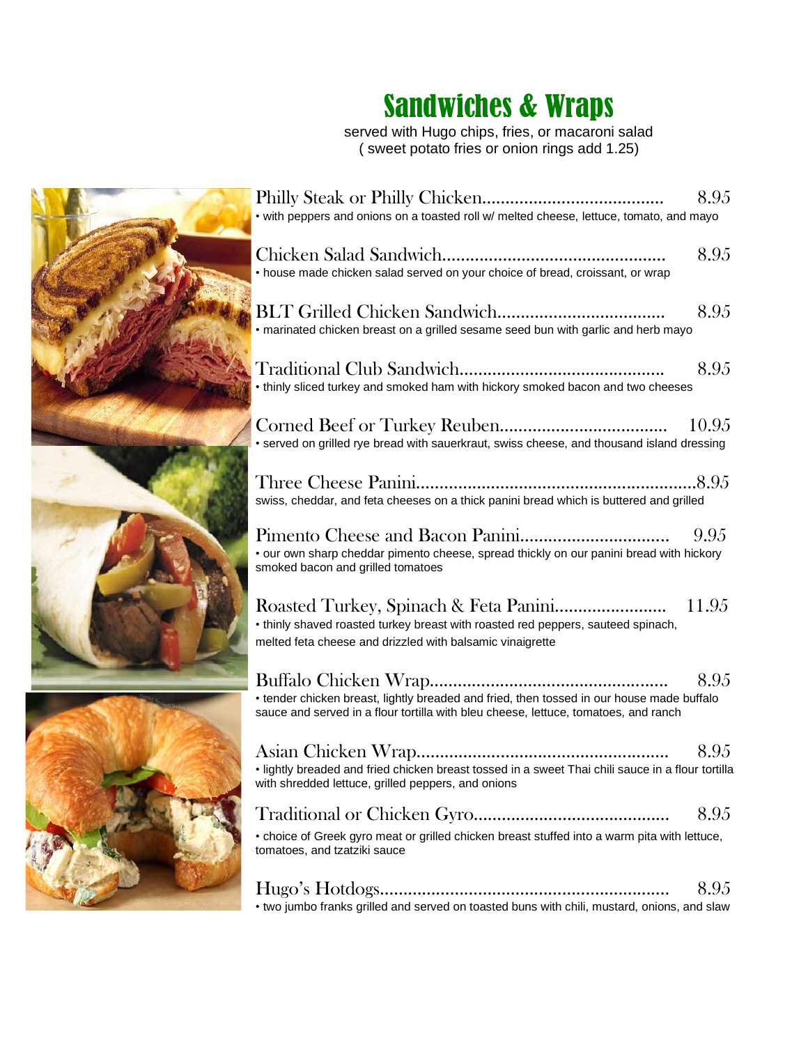# Sandwiches & Wraps

served with Hugo chips, fries, or macaroni salad
( sweet potato fries or onion rings add 1.25)

Philly Steak or Philly Chicken....................................... 8.95
• with peppers and onions on a toasted roll w/ melted cheese, lettuce, tomato, and mayo

Chicken Salad Sandwich................................................ 8.95
• house made chicken salad served on your choice of bread, croissant, or wrap

BLT Grilled Chicken Sandwich.................................... 8.95
• marinated chicken breast on a grilled sesame seed bun with garlic and herb mayo

Traditional Club Sandwich........................................... 8.95
• thinly sliced turkey and smoked ham with hickory smoked bacon and two cheeses

Corned Beef or Turkey Reuben.................................... 10.95
• served on grilled rye bread with sauerkraut, swiss cheese, and thousand island dressing

Three Cheese Panini............................................................8.95
swiss, cheddar, and feta cheeses on a thick panini bread which is buttered and grilled

Pimento Cheese and Bacon Panini................................ 9.95
• our own sharp cheddar pimento cheese, spread thickly on our panini bread with hickory smoked bacon and grilled tomatoes

Roasted Turkey, Spinach & Feta Panini........................ 11.95
• thinly shaved roasted turkey breast with roasted red peppers, sauteed spinach, melted feta cheese and drizzled with balsamic vinaigrette

Buffalo Chicken Wrap.................................................. 8.95
• tender chicken breast, lightly breaded and fried, then tossed in our house made buffalo sauce and served in a flour tortilla with bleu cheese, lettuce, tomatoes, and ranch

Asian Chicken Wrap..................................................... 8.95
• lightly breaded and fried chicken breast tossed in a sweet Thai chili sauce in a flour tortilla with shredded lettuce, grilled peppers, and onions

Traditional or Chicken Gyro......................................... 8.95
• choice of Greek gyro meat or grilled chicken breast stuffed into a warm pita with lettuce, tomatoes, and tzatziki sauce

Hugo's Hotdogs............................................................. 8.95
• two jumbo franks grilled and served on toasted buns with chili, mustard, onions, and slaw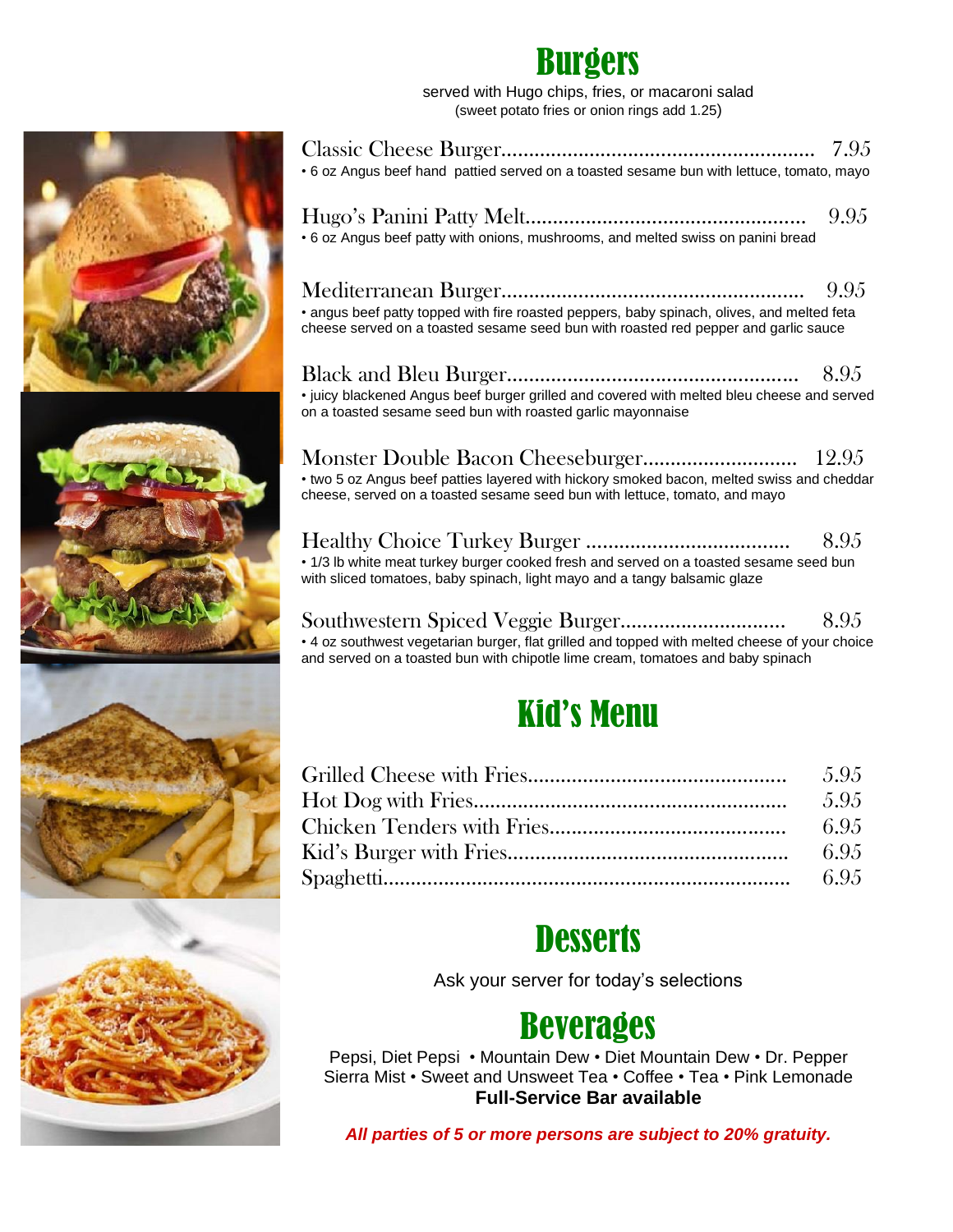# Burgers

served with Hugo chips, fries, or macaroni salad
(sweet potato fries or onion rings add 1.25)

Classic Cheese Burger........................................................ 7.95
• 6 oz Angus beef hand pattied served on a toasted sesame bun with lettuce, tomato, mayo

Hugo's Panini Patty Melt.................................................. 9.95
• 6 oz Angus beef patty with onions, mushrooms, and melted swiss on panini bread

Mediterranean Burger...................................................... 9.95
• angus beef patty topped with fire roasted peppers, baby spinach, olives, and melted feta cheese served on a toasted sesame seed bun with roasted red pepper and garlic sauce

Black and Bleu Burger..................................................... 8.95
• juicy blackened Angus beef burger grilled and covered with melted bleu cheese and served on a toasted sesame seed bun with roasted garlic mayonnaise

Monster Double Bacon Cheeseburger............................ 12.95
• two 5 oz Angus beef patties layered with hickory smoked bacon, melted swiss and cheddar cheese, served on a toasted sesame seed bun with lettuce, tomato, and mayo

Healthy Choice Turkey Burger ..................................... 8.95
• 1/3 lb white meat turkey burger cooked fresh and served on a toasted sesame seed bun with sliced tomatoes, baby spinach, light mayo and a tangy balsamic glaze

Southwestern Spiced Veggie Burger.............................. 8.95
• 4 oz southwest vegetarian burger, flat grilled and topped with melted cheese of your choice and served on a toasted bun with chipotle lime cream, tomatoes and baby spinach

# Kid's Menu

Grilled Cheese with Fries.............................................. 5.95
Hot Dog with Fries........................................................ 5.95
Chicken Tenders with Fries........................................... 6.95
Kid's Burger with Fries.................................................. 6.95
Spaghetti......................................................................... 6.95

# Desserts

Ask your server for today's selections

# Beverages

Pepsi, Diet Pepsi • Mountain Dew • Diet Mountain Dew • Dr. Pepper
Sierra Mist • Sweet and Unsweet Tea • Coffee • Tea • Pink Lemonade
**Full-Service Bar available**

***All parties of 5 or more persons are subject to 20% gratuity.***